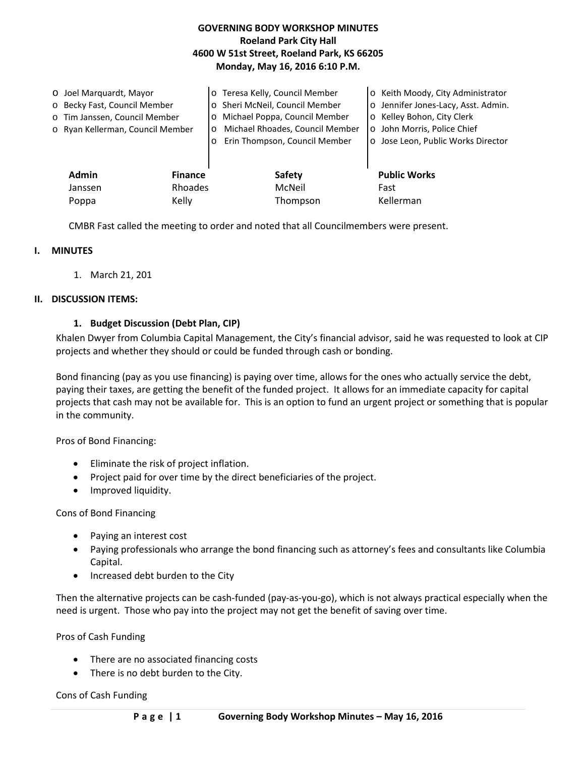# GOVERNING BODY WORKSHOP MINUTES

**Roeland Park City Hall**
**4600 W 51st Street, Roeland Park, KS 66205**
**Monday, May 16, 2016 6:10 P.M.**

- Joel Marquardt, Mayor
- Becky Fast, Council Member
- Tim Janssen, Council Member
- Ryan Kellerman, Council Member
- Teresa Kelly, Council Member
- Sheri McNeil, Council Member
- Michael Poppa, Council Member
- Michael Rhoades, Council Member
- Erin Thompson, Council Member
- Keith Moody, City Administrator
- Jennifer Jones-Lacy, Asst. Admin.
- Kelley Bohon, City Clerk
- John Morris, Police Chief
- Jose Leon, Public Works Director

| Admin | Finance | Safety | Public Works |
|---|---|---|---|
| Janssen | Rhoades | McNeil | Fast |
| Poppa | Kelly | Thompson | Kellerman |

CMBR Fast called the meeting to order and noted that all Councilmembers were present.

## I. MINUTES

1. March 21, 201

## II. DISCUSSION ITEMS:

### 1. Budget Discussion (Debt Plan, CIP)

Khalen Dwyer from Columbia Capital Management, the City's financial advisor, said he was requested to look at CIP projects and whether they should or could be funded through cash or bonding.

Bond financing (pay as you use financing) is paying over time, allows for the ones who actually service the debt, paying their taxes, are getting the benefit of the funded project. It allows for an immediate capacity for capital projects that cash may not be available for. This is an option to fund an urgent project or something that is popular in the community.

Pros of Bond Financing:

- Eliminate the risk of project inflation.
- Project paid for over time by the direct beneficiaries of the project.
- Improved liquidity.

Cons of Bond Financing

- Paying an interest cost
- Paying professionals who arrange the bond financing such as attorney's fees and consultants like Columbia Capital.
- Increased debt burden to the City

Then the alternative projects can be cash-funded (pay-as-you-go), which is not always practical especially when the need is urgent. Those who pay into the project may not get the benefit of saving over time.

Pros of Cash Funding

- There are no associated financing costs
- There is no debt burden to the City.

Cons of Cash Funding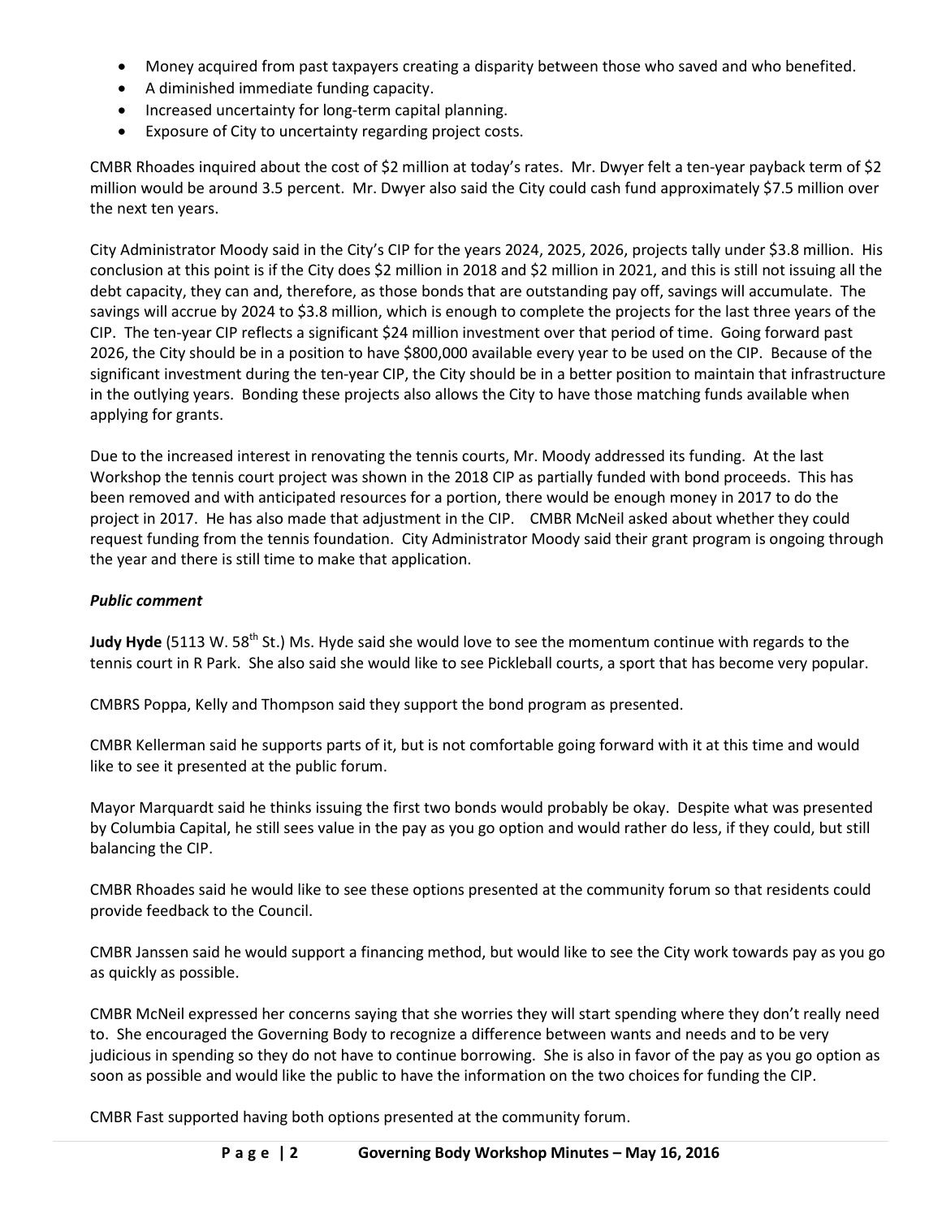- Money acquired from past taxpayers creating a disparity between those who saved and who benefited.
- A diminished immediate funding capacity.
- Increased uncertainty for long-term capital planning.
- Exposure of City to uncertainty regarding project costs.

CMBR Rhoades inquired about the cost of $2 million at today's rates. Mr. Dwyer felt a ten-year payback term of $2 million would be around 3.5 percent. Mr. Dwyer also said the City could cash fund approximately $7.5 million over the next ten years.

City Administrator Moody said in the City's CIP for the years 2024, 2025, 2026, projects tally under $3.8 million. His conclusion at this point is if the City does $2 million in 2018 and $2 million in 2021, and this is still not issuing all the debt capacity, they can and, therefore, as those bonds that are outstanding pay off, savings will accumulate. The savings will accrue by 2024 to $3.8 million, which is enough to complete the projects for the last three years of the CIP. The ten-year CIP reflects a significant $24 million investment over that period of time. Going forward past 2026, the City should be in a position to have $800,000 available every year to be used on the CIP. Because of the significant investment during the ten-year CIP, the City should be in a better position to maintain that infrastructure in the outlying years. Bonding these projects also allows the City to have those matching funds available when applying for grants.

Due to the increased interest in renovating the tennis courts, Mr. Moody addressed its funding. At the last Workshop the tennis court project was shown in the 2018 CIP as partially funded with bond proceeds. This has been removed and with anticipated resources for a portion, there would be enough money in 2017 to do the project in 2017. He has also made that adjustment in the CIP. CMBR McNeil asked about whether they could request funding from the tennis foundation. City Administrator Moody said their grant program is ongoing through the year and there is still time to make that application.

***Public comment***

**Judy Hyde** (5113 W. 58th St.) Ms. Hyde said she would love to see the momentum continue with regards to the tennis court in R Park. She also said she would like to see Pickleball courts, a sport that has become very popular.

CMBRS Poppa, Kelly and Thompson said they support the bond program as presented.

CMBR Kellerman said he supports parts of it, but is not comfortable going forward with it at this time and would like to see it presented at the public forum.

Mayor Marquardt said he thinks issuing the first two bonds would probably be okay. Despite what was presented by Columbia Capital, he still sees value in the pay as you go option and would rather do less, if they could, but still balancing the CIP.

CMBR Rhoades said he would like to see these options presented at the community forum so that residents could provide feedback to the Council.

CMBR Janssen said he would support a financing method, but would like to see the City work towards pay as you go as quickly as possible.

CMBR McNeil expressed her concerns saying that she worries they will start spending where they don't really need to. She encouraged the Governing Body to recognize a difference between wants and needs and to be very judicious in spending so they do not have to continue borrowing. She is also in favor of the pay as you go option as soon as possible and would like the public to have the information on the two choices for funding the CIP.

CMBR Fast supported having both options presented at the community forum.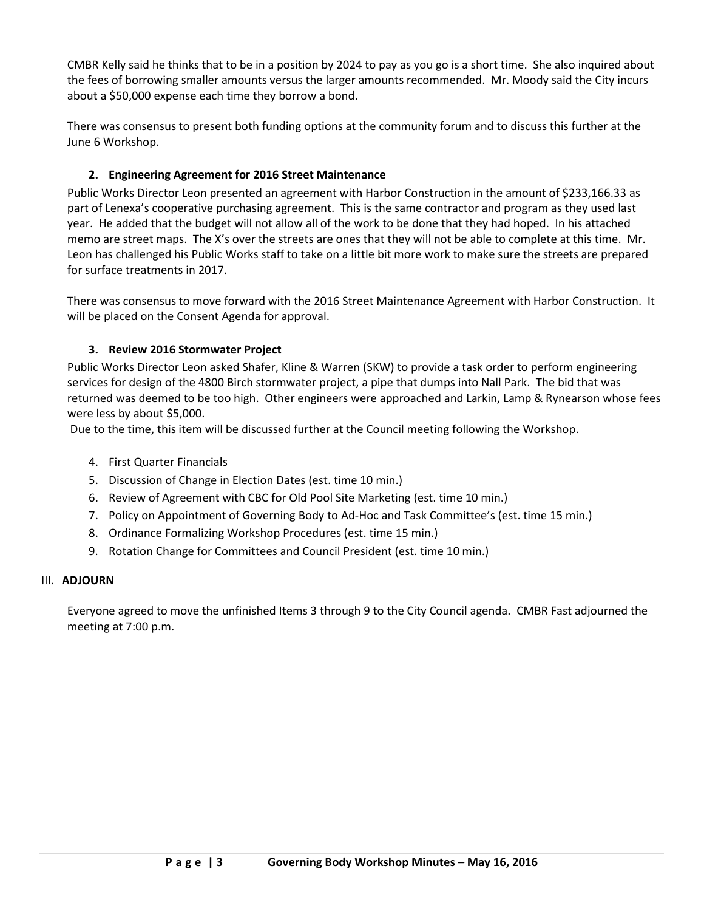CMBR Kelly said he thinks that to be in a position by 2024 to pay as you go is a short time. She also inquired about the fees of borrowing smaller amounts versus the larger amounts recommended. Mr. Moody said the City incurs about a $50,000 expense each time they borrow a bond.

There was consensus to present both funding options at the community forum and to discuss this further at the June 6 Workshop.

**2. Engineering Agreement for 2016 Street Maintenance**

Public Works Director Leon presented an agreement with Harbor Construction in the amount of $233,166.33 as part of Lenexa's cooperative purchasing agreement. This is the same contractor and program as they used last year. He added that the budget will not allow all of the work to be done that they had hoped. In his attached memo are street maps. The X's over the streets are ones that they will not be able to complete at this time. Mr. Leon has challenged his Public Works staff to take on a little bit more work to make sure the streets are prepared for surface treatments in 2017.

There was consensus to move forward with the 2016 Street Maintenance Agreement with Harbor Construction. It will be placed on the Consent Agenda for approval.

**3. Review 2016 Stormwater Project**

Public Works Director Leon asked Shafer, Kline & Warren (SKW) to provide a task order to perform engineering services for design of the 4800 Birch stormwater project, a pipe that dumps into Nall Park. The bid that was returned was deemed to be too high. Other engineers were approached and Larkin, Lamp & Rynearson whose fees were less by about $5,000.

Due to the time, this item will be discussed further at the Council meeting following the Workshop.

4. First Quarter Financials
5. Discussion of Change in Election Dates (est. time 10 min.)
6. Review of Agreement with CBC for Old Pool Site Marketing (est. time 10 min.)
7. Policy on Appointment of Governing Body to Ad-Hoc and Task Committee's (est. time 15 min.)
8. Ordinance Formalizing Workshop Procedures (est. time 15 min.)
9. Rotation Change for Committees and Council President (est. time 10 min.)

III. **ADJOURN**

Everyone agreed to move the unfinished Items 3 through 9 to the City Council agenda. CMBR Fast adjourned the meeting at 7:00 p.m.